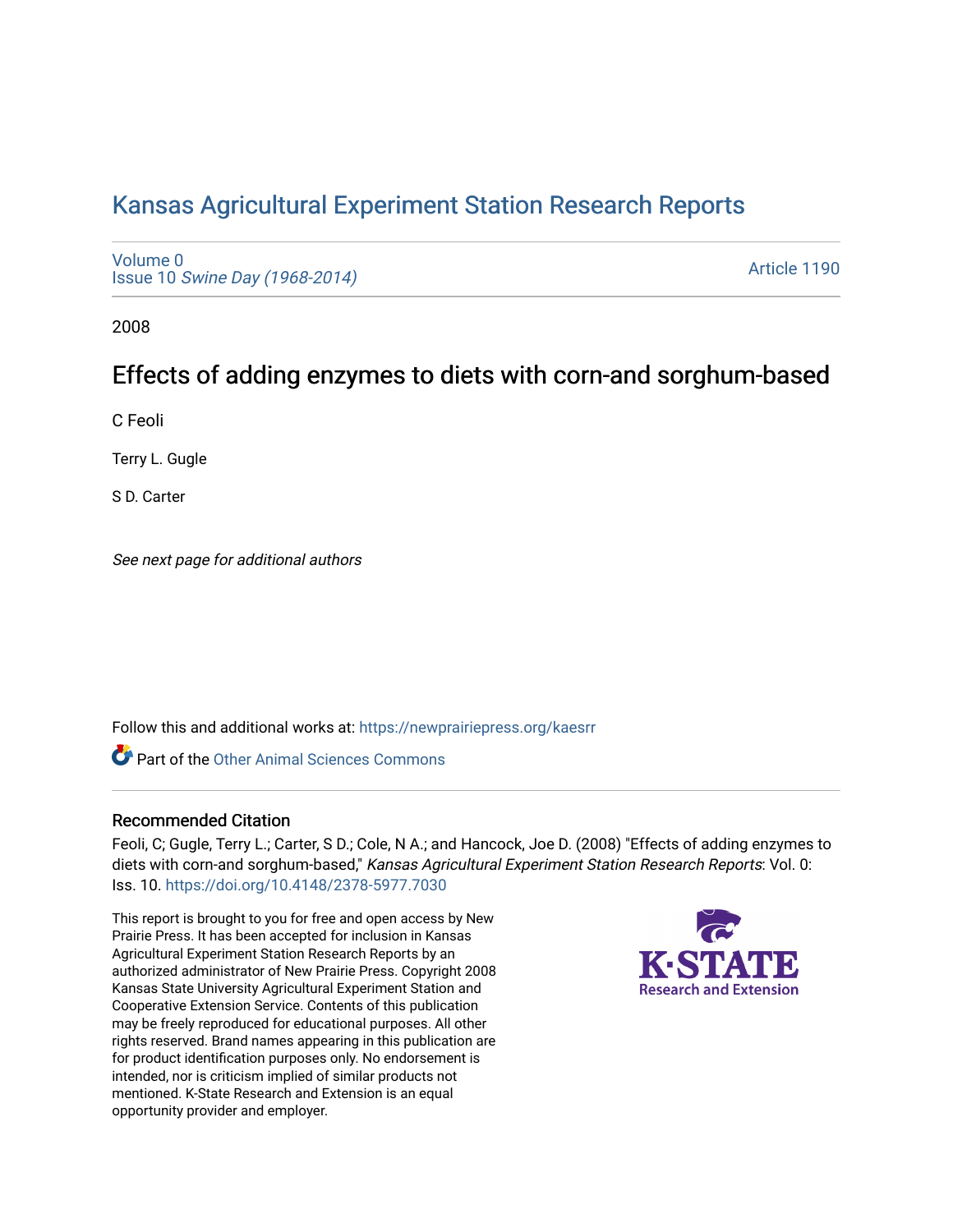# Kansas Agricultural Experiment Station Research Reports

Volume 0
Issue 10 *Swine Day (1968-2014)*

Article 1190

2008

## Effects of adding enzymes to diets with corn-and sorghum-based

C Feoli

Terry L. Gugle

S D. Carter

*See next page for additional authors*

Follow this and additional works at: https://newprairiepress.org/kaesrr

Part of the Other Animal Sciences Commons

### Recommended Citation

Feoli, C; Gugle, Terry L.; Carter, S D.; Cole, N A.; and Hancock, Joe D. (2008) "Effects of adding enzymes to diets with corn-and sorghum-based," *Kansas Agricultural Experiment Station Research Reports*: Vol. 0: Iss. 10. https://doi.org/10.4148/2378-5977.7030

This report is brought to you for free and open access by New Prairie Press. It has been accepted for inclusion in Kansas Agricultural Experiment Station Research Reports by an authorized administrator of New Prairie Press. Copyright 2008 Kansas State University Agricultural Experiment Station and Cooperative Extension Service. Contents of this publication may be freely reproduced for educational purposes. All other rights reserved. Brand names appearing in this publication are for product identification purposes only. No endorsement is intended, nor is criticism implied of similar products not mentioned. K-State Research and Extension is an equal opportunity provider and employer.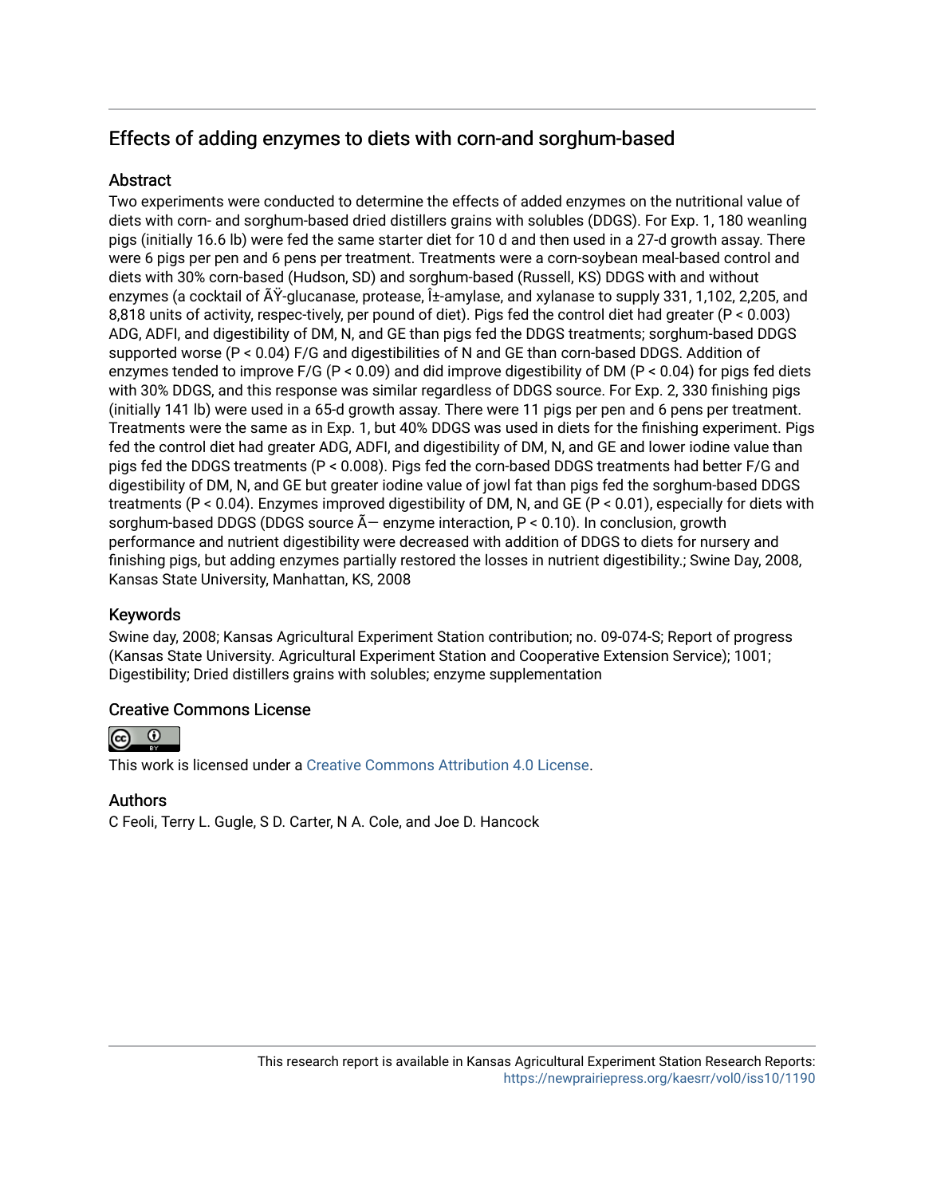## Effects of adding enzymes to diets with corn-and sorghum-based

### Abstract

Two experiments were conducted to determine the effects of added enzymes on the nutritional value of diets with corn- and sorghum-based dried distillers grains with solubles (DDGS). For Exp. 1, 180 weanling pigs (initially 16.6 lb) were fed the same starter diet for 10 d and then used in a 27-d growth assay. There were 6 pigs per pen and 6 pens per treatment. Treatments were a corn-soybean meal-based control and diets with 30% corn-based (Hudson, SD) and sorghum-based (Russell, KS) DDGS with and without enzymes (a cocktail of ÃŸ-glucanase, protease, Î±-amylase, and xylanase to supply 331, 1,102, 2,205, and 8,818 units of activity, respec-tively, per pound of diet). Pigs fed the control diet had greater ($P < 0.003$) ADG, ADFI, and digestibility of DM, N, and GE than pigs fed the DDGS treatments; sorghum-based DDGS supported worse ($P < 0.04$) F/G and digestibilities of N and GE than corn-based DDGS. Addition of enzymes tended to improve F/G ($P < 0.09$) and did improve digestibility of DM ($P < 0.04$) for pigs fed diets with 30% DDGS, and this response was similar regardless of DDGS source. For Exp. 2, 330 finishing pigs (initially 141 lb) were used in a 65-d growth assay. There were 11 pigs per pen and 6 pens per treatment. Treatments were the same as in Exp. 1, but 40% DDGS was used in diets for the finishing experiment. Pigs fed the control diet had greater ADG, ADFI, and digestibility of DM, N, and GE and lower iodine value than pigs fed the DDGS treatments ($P < 0.008$). Pigs fed the corn-based DDGS treatments had better F/G and digestibility of DM, N, and GE but greater iodine value of jowl fat than pigs fed the sorghum-based DDGS treatments ($P < 0.04$). Enzymes improved digestibility of DM, N, and GE ($P < 0.01$), especially for diets with sorghum-based DDGS (DDGS source Ã— enzyme interaction, $P < 0.10$). In conclusion, growth performance and nutrient digestibility were decreased with addition of DDGS to diets for nursery and finishing pigs, but adding enzymes partially restored the losses in nutrient digestibility.; Swine Day, 2008, Kansas State University, Manhattan, KS, 2008

### Keywords

Swine day, 2008; Kansas Agricultural Experiment Station contribution; no. 09-074-S; Report of progress (Kansas State University. Agricultural Experiment Station and Cooperative Extension Service); 1001; Digestibility; Dried distillers grains with solubles; enzyme supplementation

### Creative Commons License

This work is licensed under a Creative Commons Attribution 4.0 License.

### Authors

C Feoli, Terry L. Gugle, S D. Carter, N A. Cole, and Joe D. Hancock

This research report is available in Kansas Agricultural Experiment Station Research Reports: https://newprairiepress.org/kaesrr/vol0/iss10/1190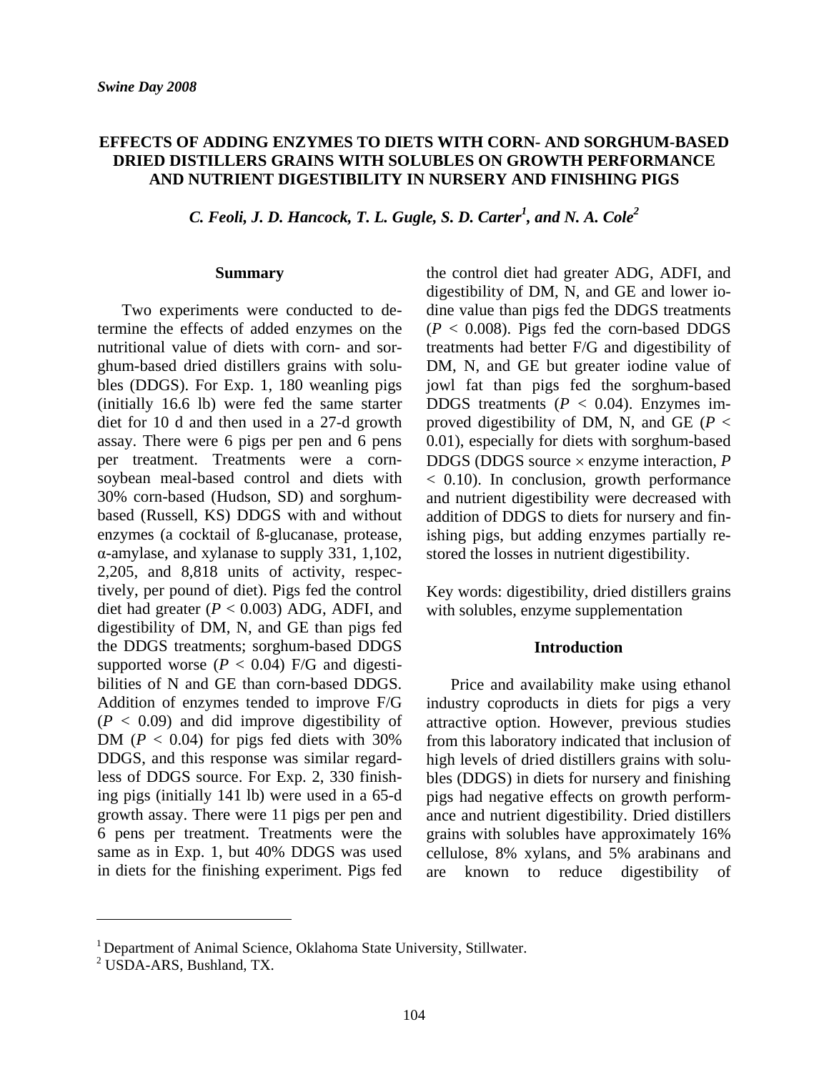*Swine Day 2008*

# EFFECTS OF ADDING ENZYMES TO DIETS WITH CORN- AND SORGHUM-BASED DRIED DISTILLERS GRAINS WITH SOLUBLES ON GROWTH PERFORMANCE AND NUTRIENT DIGESTIBILITY IN NURSERY AND FINISHING PIGS

*C. Feoli, J. D. Hancock, T. L. Gugle, S. D. Carter[1], and N. A. Cole[2]*

## Summary

Two experiments were conducted to determine the effects of added enzymes on the nutritional value of diets with corn- and sorghum-based dried distillers grains with solubles (DDGS). For Exp. 1, 180 weanling pigs (initially 16.6 lb) were fed the same starter diet for 10 d and then used in a 27-d growth assay. There were 6 pigs per pen and 6 pens per treatment. Treatments were a corn-soybean meal-based control and diets with 30% corn-based (Hudson, SD) and sorghum-based (Russell, KS) DDGS with and without enzymes (a cocktail of ß-glucanase, protease, α-amylase, and xylanase to supply 331, 1,102, 2,205, and 8,818 units of activity, respectively, per pound of diet). Pigs fed the control diet had greater ($P < 0.003$) ADG, ADFI, and digestibility of DM, N, and GE than pigs fed the DDGS treatments; sorghum-based DDGS supported worse ($P < 0.04$) F/G and digestibilities of N and GE than corn-based DDGS. Addition of enzymes tended to improve F/G ($P < 0.09$) and did improve digestibility of DM ($P < 0.04$) for pigs fed diets with 30% DDGS, and this response was similar regardless of DDGS source. For Exp. 2, 330 finishing pigs (initially 141 lb) were used in a 65-d growth assay. There were 11 pigs per pen and 6 pens per treatment. Treatments were the same as in Exp. 1, but 40% DDGS was used in diets for the finishing experiment. Pigs fed the control diet had greater ADG, ADFI, and digestibility of DM, N, and GE and lower iodine value than pigs fed the DDGS treatments ($P < 0.008$). Pigs fed the corn-based DDGS treatments had better F/G and digestibility of DM, N, and GE but greater iodine value of jowl fat than pigs fed the sorghum-based DDGS treatments ($P < 0.04$). Enzymes improved digestibility of DM, N, and GE ($P < 0.01$), especially for diets with sorghum-based DDGS (DDGS source × enzyme interaction, $P < 0.10$). In conclusion, growth performance and nutrient digestibility were decreased with addition of DDGS to diets for nursery and finishing pigs, but adding enzymes partially restored the losses in nutrient digestibility.

Key words: digestibility, dried distillers grains with solubles, enzyme supplementation

## Introduction

Price and availability make using ethanol industry coproducts in diets for pigs a very attractive option. However, previous studies from this laboratory indicated that inclusion of high levels of dried distillers grains with solubles (DDGS) in diets for nursery and finishing pigs had negative effects on growth performance and nutrient digestibility. Dried distillers grains with solubles have approximately 16% cellulose, 8% xylans, and 5% arabinans and are known to reduce digestibility of

[1] Department of Animal Science, Oklahoma State University, Stillwater.

[2] USDA-ARS, Bushland, TX.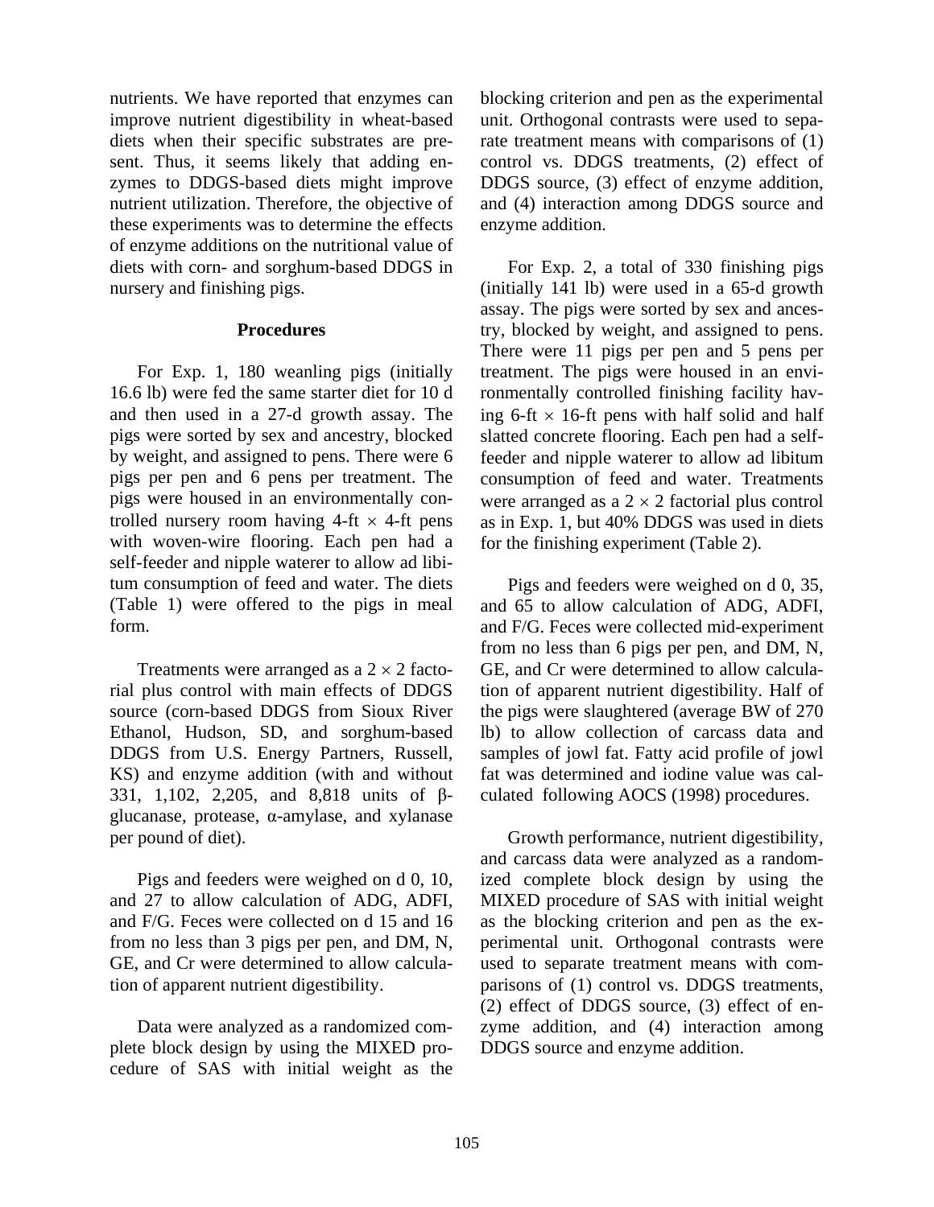nutrients. We have reported that enzymes can improve nutrient digestibility in wheat-based diets when their specific substrates are present. Thus, it seems likely that adding enzymes to DDGS-based diets might improve nutrient utilization. Therefore, the objective of these experiments was to determine the effects of enzyme additions on the nutritional value of diets with corn- and sorghum-based DDGS in nursery and finishing pigs.

## Procedures

For Exp. 1, 180 weanling pigs (initially 16.6 lb) were fed the same starter diet for 10 d and then used in a 27-d growth assay. The pigs were sorted by sex and ancestry, blocked by weight, and assigned to pens. There were 6 pigs per pen and 6 pens per treatment. The pigs were housed in an environmentally controlled nursery room having 4-ft × 4-ft pens with woven-wire flooring. Each pen had a self-feeder and nipple waterer to allow ad libitum consumption of feed and water. The diets (Table 1) were offered to the pigs in meal form.

Treatments were arranged as a 2 × 2 factorial plus control with main effects of DDGS source (corn-based DDGS from Sioux River Ethanol, Hudson, SD, and sorghum-based DDGS from U.S. Energy Partners, Russell, KS) and enzyme addition (with and without 331, 1,102, 2,205, and 8,818 units of β-glucanase, protease, α-amylase, and xylanase per pound of diet).

Pigs and feeders were weighed on d 0, 10, and 27 to allow calculation of ADG, ADFI, and F/G. Feces were collected on d 15 and 16 from no less than 3 pigs per pen, and DM, N, GE, and Cr were determined to allow calculation of apparent nutrient digestibility.

Data were analyzed as a randomized complete block design by using the MIXED procedure of SAS with initial weight as the blocking criterion and pen as the experimental unit. Orthogonal contrasts were used to separate treatment means with comparisons of (1) control vs. DDGS treatments, (2) effect of DDGS source, (3) effect of enzyme addition, and (4) interaction among DDGS source and enzyme addition.

For Exp. 2, a total of 330 finishing pigs (initially 141 lb) were used in a 65-d growth assay. The pigs were sorted by sex and ancestry, blocked by weight, and assigned to pens. There were 11 pigs per pen and 5 pens per treatment. The pigs were housed in an environmentally controlled finishing facility having 6-ft × 16-ft pens with half solid and half slatted concrete flooring. Each pen had a self-feeder and nipple waterer to allow ad libitum consumption of feed and water. Treatments were arranged as a 2 × 2 factorial plus control as in Exp. 1, but 40% DDGS was used in diets for the finishing experiment (Table 2).

Pigs and feeders were weighed on d 0, 35, and 65 to allow calculation of ADG, ADFI, and F/G. Feces were collected mid-experiment from no less than 6 pigs per pen, and DM, N, GE, and Cr were determined to allow calculation of apparent nutrient digestibility. Half of the pigs were slaughtered (average BW of 270 lb) to allow collection of carcass data and samples of jowl fat. Fatty acid profile of jowl fat was determined and iodine value was calculated following AOCS (1998) procedures.

Growth performance, nutrient digestibility, and carcass data were analyzed as a randomized complete block design by using the MIXED procedure of SAS with initial weight as the blocking criterion and pen as the experimental unit. Orthogonal contrasts were used to separate treatment means with comparisons of (1) control vs. DDGS treatments, (2) effect of DDGS source, (3) effect of enzyme addition, and (4) interaction among DDGS source and enzyme addition.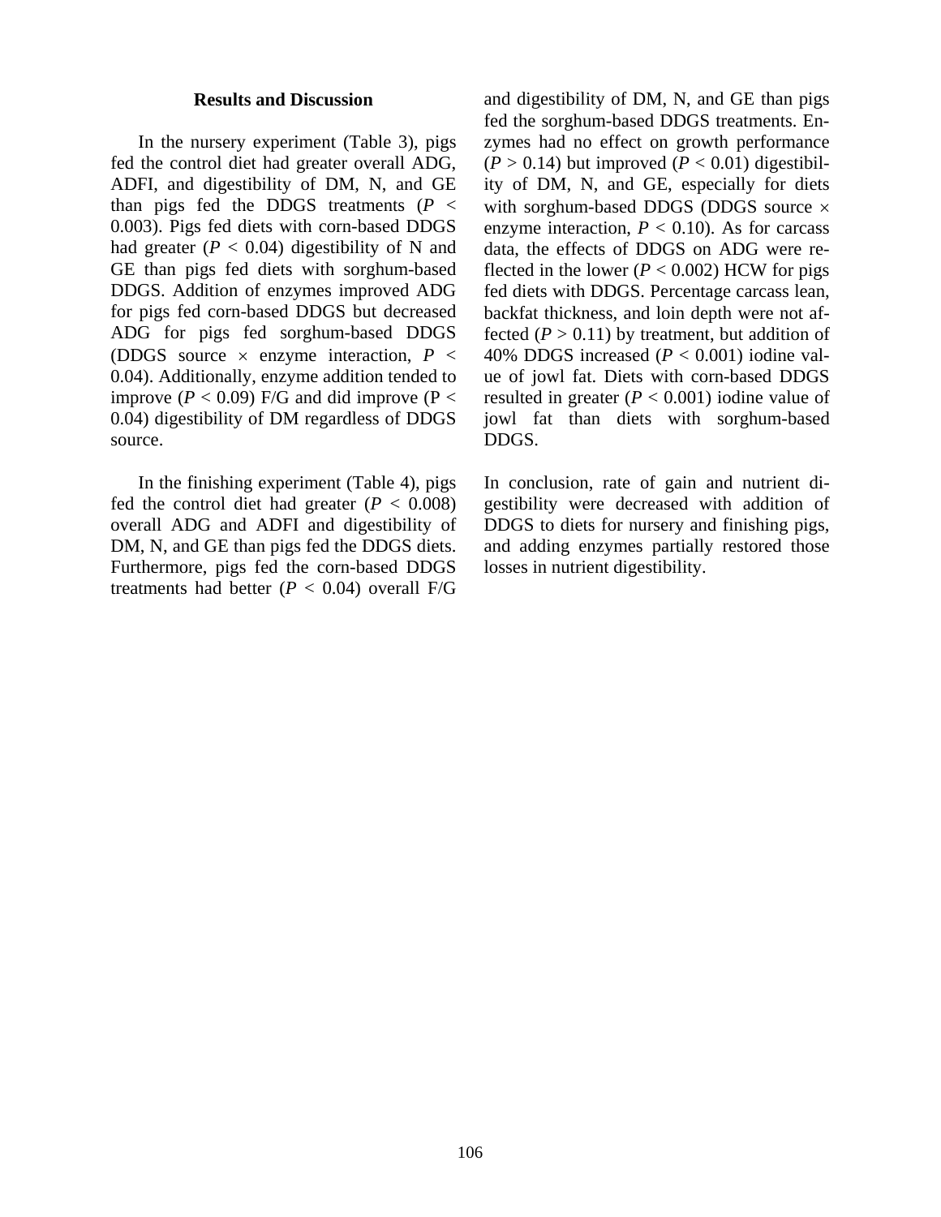## Results and Discussion

In the nursery experiment (Table 3), pigs fed the control diet had greater overall ADG, ADFI, and digestibility of DM, N, and GE than pigs fed the DDGS treatments ($P < 0.003$). Pigs fed diets with corn-based DDGS had greater ($P < 0.04$) digestibility of N and GE than pigs fed diets with sorghum-based DDGS. Addition of enzymes improved ADG for pigs fed corn-based DDGS but decreased ADG for pigs fed sorghum-based DDGS (DDGS source × enzyme interaction, $P < 0.04$). Additionally, enzyme addition tended to improve ($P < 0.09$) F/G and did improve ($P < 0.04$) digestibility of DM regardless of DDGS source.

In the finishing experiment (Table 4), pigs fed the control diet had greater ($P < 0.008$) overall ADG and ADFI and digestibility of DM, N, and GE than pigs fed the DDGS diets. Furthermore, pigs fed the corn-based DDGS treatments had better ($P < 0.04$) overall F/G and digestibility of DM, N, and GE than pigs fed the sorghum-based DDGS treatments. Enzymes had no effect on growth performance ($P > 0.14$) but improved ($P < 0.01$) digestibility of DM, N, and GE, especially for diets with sorghum-based DDGS (DDGS source × enzyme interaction, $P < 0.10$). As for carcass data, the effects of DDGS on ADG were reflected in the lower ($P < 0.002$) HCW for pigs fed diets with DDGS. Percentage carcass lean, backfat thickness, and loin depth were not affected ($P > 0.11$) by treatment, but addition of 40% DDGS increased ($P < 0.001$) iodine value of jowl fat. Diets with corn-based DDGS resulted in greater ($P < 0.001$) iodine value of jowl fat than diets with sorghum-based DDGS.

In conclusion, rate of gain and nutrient digestibility were decreased with addition of DDGS to diets for nursery and finishing pigs, and adding enzymes partially restored those losses in nutrient digestibility.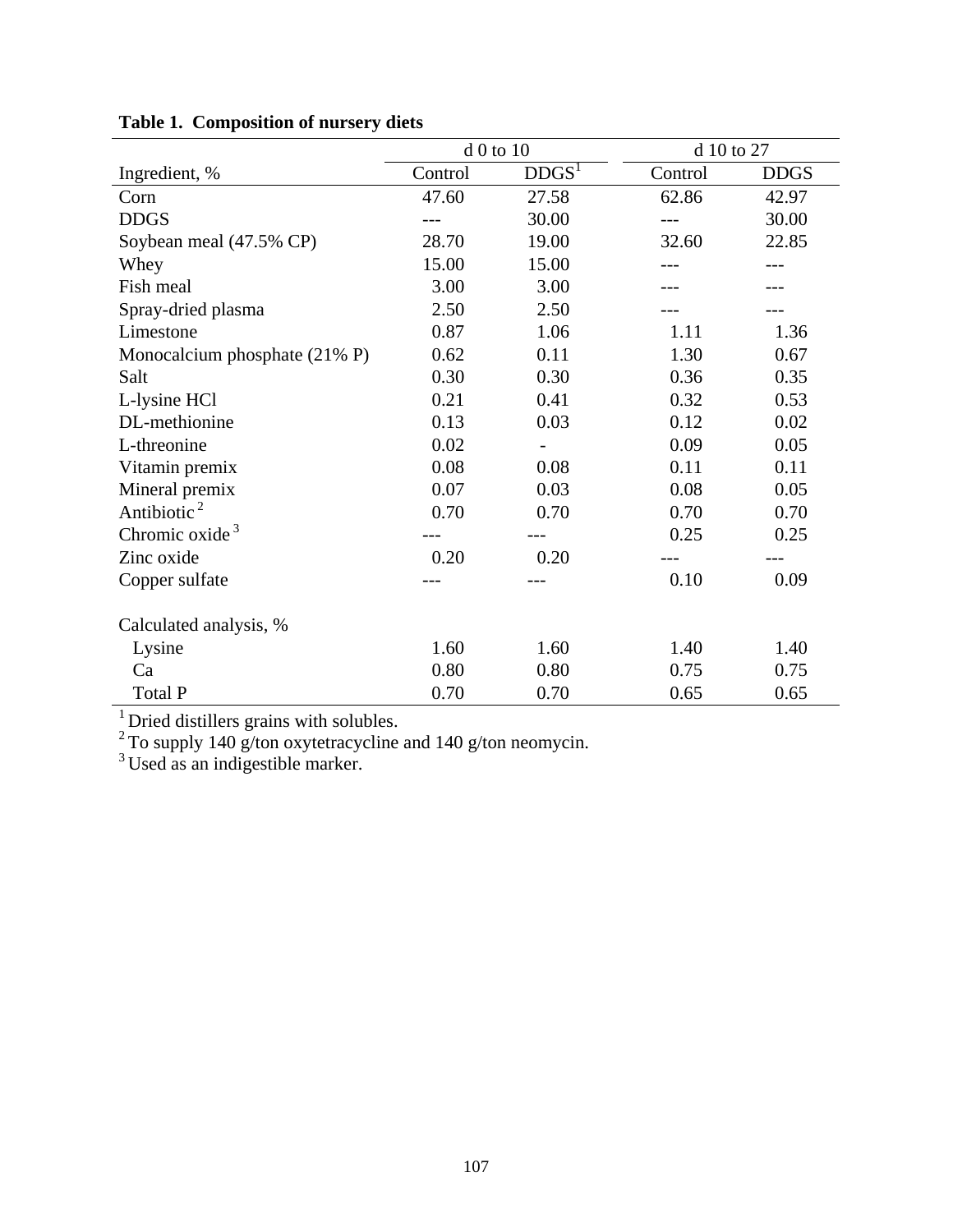**Table 1. Composition of nursery diets**

| | d 0 to 10 | | d 10 to 27 | |
|---|---|---|---|---|
| Ingredient, % | Control | DDGS[1] | Control | DDGS |
| Corn | 47.60 | 27.58 | 62.86 | 42.97 |
| DDGS | --- | 30.00 | --- | 30.00 |
| Soybean meal (47.5% CP) | 28.70 | 19.00 | 32.60 | 22.85 |
| Whey | 15.00 | 15.00 | --- | --- |
| Fish meal | 3.00 | 3.00 | --- | --- |
| Spray-dried plasma | 2.50 | 2.50 | --- | --- |
| Limestone | 0.87 | 1.06 | 1.11 | 1.36 |
| Monocalcium phosphate (21% P) | 0.62 | 0.11 | 1.30 | 0.67 |
| Salt | 0.30 | 0.30 | 0.36 | 0.35 |
| L-lysine HCl | 0.21 | 0.41 | 0.32 | 0.53 |
| DL-methionine | 0.13 | 0.03 | 0.12 | 0.02 |
| L-threonine | 0.02 | - | 0.09 | 0.05 |
| Vitamin premix | 0.08 | 0.08 | 0.11 | 0.11 |
| Mineral premix | 0.07 | 0.03 | 0.08 | 0.05 |
| Antibiotic[2] | 0.70 | 0.70 | 0.70 | 0.70 |
| Chromic oxide[3] | --- | --- | 0.25 | 0.25 |
| Zinc oxide | 0.20 | 0.20 | --- | --- |
| Copper sulfate | --- | --- | 0.10 | 0.09 |
| | | | | |
| Calculated analysis, % | | | | |
| Lysine | 1.60 | 1.60 | 1.40 | 1.40 |
| Ca | 0.80 | 0.80 | 0.75 | 0.75 |
| Total P | 0.70 | 0.70 | 0.65 | 0.65 |

[1] Dried distillers grains with solubles.
[2] To supply 140 g/ton oxytetracycline and 140 g/ton neomycin.
[3] Used as an indigestible marker.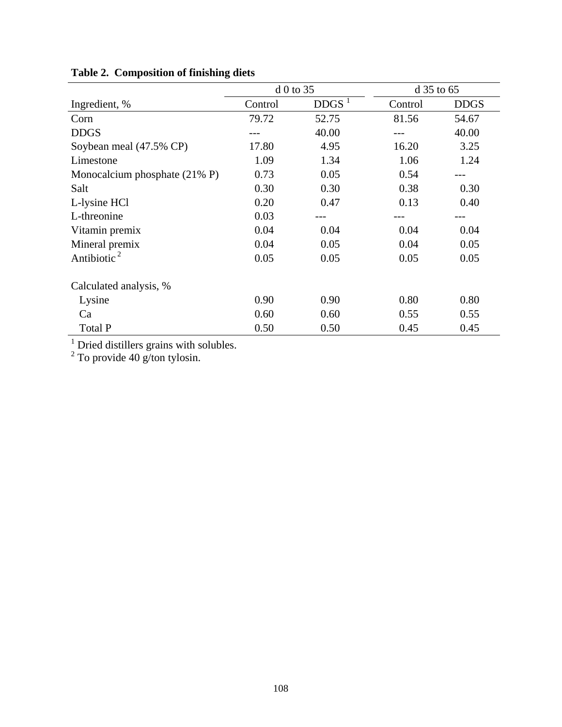**Table 2. Composition of finishing diets**

| | d 0 to 35 | | d 35 to 65 | |
|---|---|---|---|---|
| Ingredient, % | Control | DDGS [1] | Control | DDGS |
| Corn | 79.72 | 52.75 | 81.56 | 54.67 |
| DDGS | --- | 40.00 | --- | 40.00 |
| Soybean meal (47.5% CP) | 17.80 | 4.95 | 16.20 | 3.25 |
| Limestone | 1.09 | 1.34 | 1.06 | 1.24 |
| Monocalcium phosphate (21% P) | 0.73 | 0.05 | 0.54 | --- |
| Salt | 0.30 | 0.30 | 0.38 | 0.30 |
| L-lysine HCl | 0.20 | 0.47 | 0.13 | 0.40 |
| L-threonine | 0.03 | --- | --- | --- |
| Vitamin premix | 0.04 | 0.04 | 0.04 | 0.04 |
| Mineral premix | 0.04 | 0.05 | 0.04 | 0.05 |
| Antibiotic [2] | 0.05 | 0.05 | 0.05 | 0.05 |
| | | | | |
| Calculated analysis, % | | | | |
| Lysine | 0.90 | 0.90 | 0.80 | 0.80 |
| Ca | 0.60 | 0.60 | 0.55 | 0.55 |
| Total P | 0.50 | 0.50 | 0.45 | 0.45 |

[1] Dried distillers grains with solubles.
[2] To provide 40 g/ton tylosin.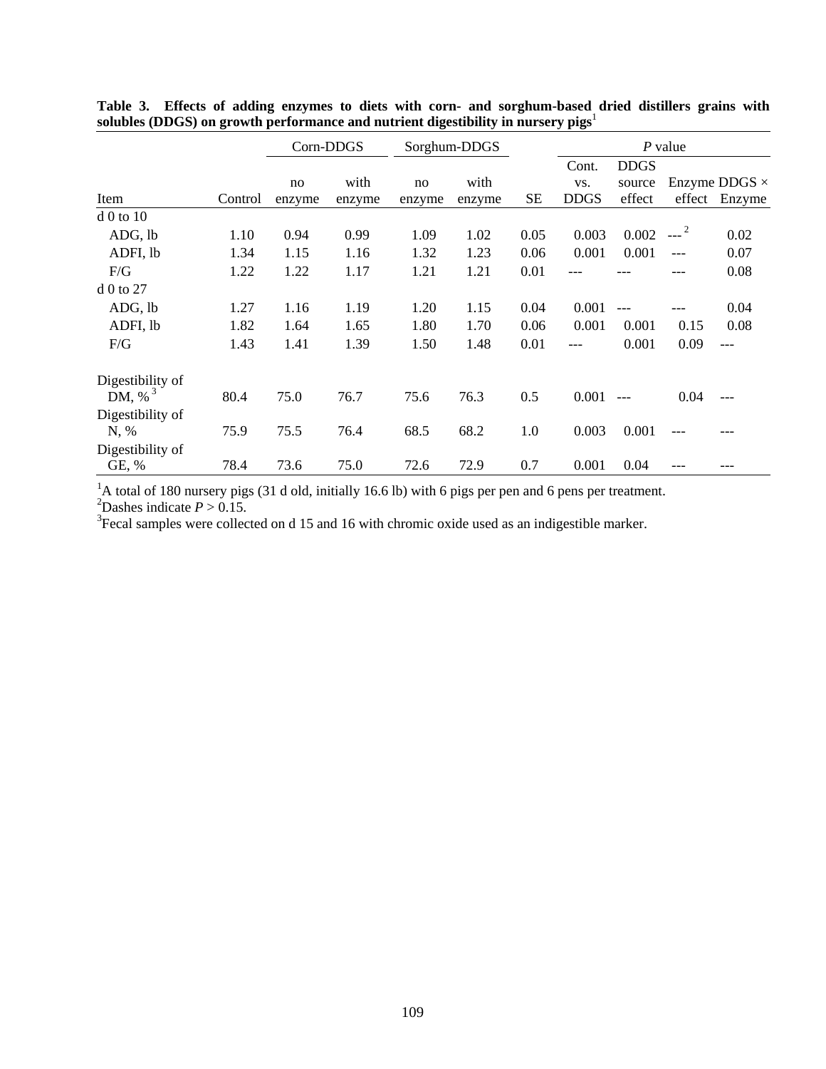**Table 3. Effects of adding enzymes to diets with corn- and sorghum-based dried distillers grains with solubles (DDGS) on growth performance and nutrient digestibility in nursery pigs[1]**

| | | Corn-DDGS | | Sorghum-DDGS | | | *P* value | | | |
|---|---|---|---|---|---|---|---|---|---|---|
| Item | Control | no enzyme | with enzyme | no enzyme | with enzyme | SE | Cont. vs. DDGS | DDGS source effect | Enzyme effect | DDGS × Enzyme |
| d 0 to 10 | | | | | | | | | | |
| ADG, lb | 1.10 | 0.94 | 0.99 | 1.09 | 1.02 | 0.05 | 0.003 | 0.002 | ---[2] | 0.02 |
| ADFI, lb | 1.34 | 1.15 | 1.16 | 1.32 | 1.23 | 0.06 | 0.001 | 0.001 | --- | 0.07 |
| F/G | 1.22 | 1.22 | 1.17 | 1.21 | 1.21 | 0.01 | --- | --- | --- | 0.08 |
| d 0 to 27 | | | | | | | | | | |
| ADG, lb | 1.27 | 1.16 | 1.19 | 1.20 | 1.15 | 0.04 | 0.001 | --- | --- | 0.04 |
| ADFI, lb | 1.82 | 1.64 | 1.65 | 1.80 | 1.70 | 0.06 | 0.001 | 0.001 | 0.15 | 0.08 |
| F/G | 1.43 | 1.41 | 1.39 | 1.50 | 1.48 | 0.01 | --- | 0.001 | 0.09 | --- |
| Digestibility of DM, %[3] | 80.4 | 75.0 | 76.7 | 75.6 | 76.3 | 0.5 | 0.001 | --- | 0.04 | --- |
| Digestibility of N, % | 75.9 | 75.5 | 76.4 | 68.5 | 68.2 | 1.0 | 0.003 | 0.001 | --- | --- |
| Digestibility of GE, % | 78.4 | 73.6 | 75.0 | 72.6 | 72.9 | 0.7 | 0.001 | 0.04 | --- | --- |

[1]A total of 180 nursery pigs (31 d old, initially 16.6 lb) with 6 pigs per pen and 6 pens per treatment.
[2]Dashes indicate $P > 0.15$.
[3]Fecal samples were collected on d 15 and 16 with chromic oxide used as an indigestible marker.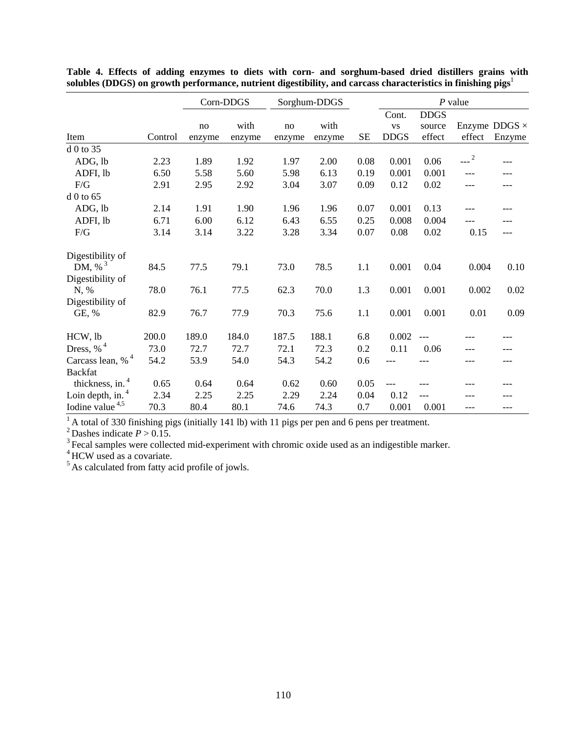**Table 4. Effects of adding enzymes to diets with corn- and sorghum-based dried distillers grains with solubles (DDGS) on growth performance, nutrient digestibility, and carcass characteristics in finishing pigs**[1]

| | | Corn-DDGS | | Sorghum-DDGS | | | *P* value | | | |
|---|---|---|---|---|---|---|---|---|---|---|
| Item | Control | no enzyme | with enzyme | no enzyme | with enzyme | SE | Cont. vs DDGS | DDGS source effect | Enzyme effect | DDGS × Enzyme |
| d 0 to 35 | | | | | | | | | | |
| ADG, lb | 2.23 | 1.89 | 1.92 | 1.97 | 2.00 | 0.08 | 0.001 | 0.06 | ---[2] | --- |
| ADFI, lb | 6.50 | 5.58 | 5.60 | 5.98 | 6.13 | 0.19 | 0.001 | 0.001 | --- | --- |
| F/G | 2.91 | 2.95 | 2.92 | 3.04 | 3.07 | 0.09 | 0.12 | 0.02 | --- | --- |
| d 0 to 65 | | | | | | | | | | |
| ADG, lb | 2.14 | 1.91 | 1.90 | 1.96 | 1.96 | 0.07 | 0.001 | 0.13 | --- | --- |
| ADFI, lb | 6.71 | 6.00 | 6.12 | 6.43 | 6.55 | 0.25 | 0.008 | 0.004 | --- | --- |
| F/G | 3.14 | 3.14 | 3.22 | 3.28 | 3.34 | 0.07 | 0.08 | 0.02 | 0.15 | --- |
| Digestibility of DM, %[3] | 84.5 | 77.5 | 79.1 | 73.0 | 78.5 | 1.1 | 0.001 | 0.04 | 0.004 | 0.10 |
| Digestibility of N, % | 78.0 | 76.1 | 77.5 | 62.3 | 70.0 | 1.3 | 0.001 | 0.001 | 0.002 | 0.02 |
| Digestibility of GE, % | 82.9 | 76.7 | 77.9 | 70.3 | 75.6 | 1.1 | 0.001 | 0.001 | 0.01 | 0.09 |
| HCW, lb | 200.0 | 189.0 | 184.0 | 187.5 | 188.1 | 6.8 | 0.002 | --- | --- | --- |
| Dress, %[4] | 73.0 | 72.7 | 72.7 | 72.1 | 72.3 | 0.2 | 0.11 | 0.06 | --- | --- |
| Carcass lean, %[4] | 54.2 | 53.9 | 54.0 | 54.3 | 54.2 | 0.6 | --- | --- | --- | --- |
| Backfat thickness, in.[4] | 0.65 | 0.64 | 0.64 | 0.62 | 0.60 | 0.05 | --- | --- | --- | --- |
| Loin depth, in.[4] | 2.34 | 2.25 | 2.25 | 2.29 | 2.24 | 0.04 | 0.12 | --- | --- | --- |
| Iodine value[4,5] | 70.3 | 80.4 | 80.1 | 74.6 | 74.3 | 0.7 | 0.001 | 0.001 | --- | --- |

[1] A total of 330 finishing pigs (initially 141 lb) with 11 pigs per pen and 6 pens per treatment.
[2] Dashes indicate $P > 0.15$.
[3] Fecal samples were collected mid-experiment with chromic oxide used as an indigestible marker.
[4] HCW used as a covariate.
[5] As calculated from fatty acid profile of jowls.